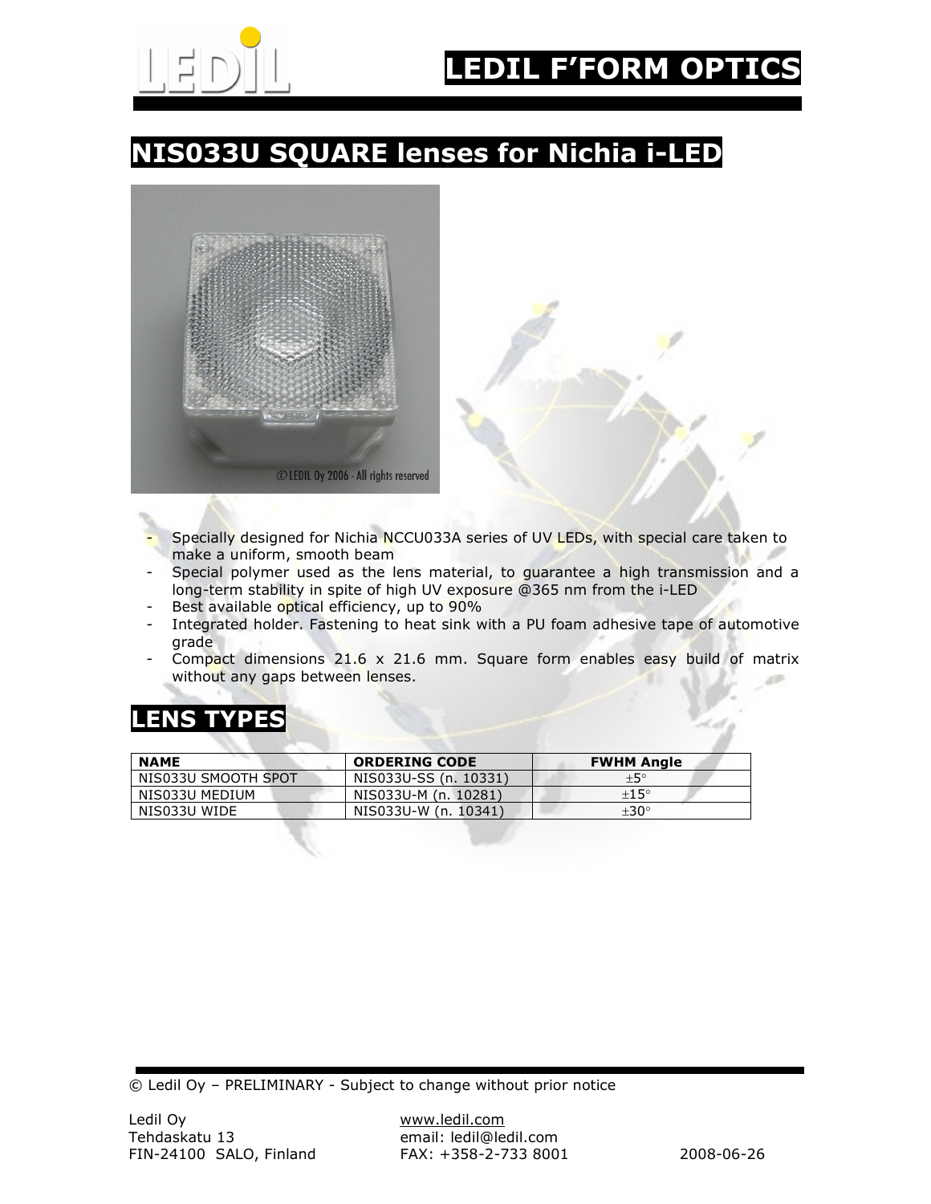# LEDIL F'FORM OPTICS

## NIS033U SQUARE lenses for Nichia i-LED

- Specially designed for Nichia NCCU033A series of UV LEDs, with special care taken to make a uniform, smooth beam
- Special polymer used as the lens material, to guarantee a high transmission and a long-term stability in spite of high UV exposure @365 nm from the i-LED
- Best available optical efficiency, up to 90%
- Integrated holder. Fastening to heat sink with a PU foam adhesive tape of automotive grade
- Compact dimensions 21.6 x 21.6 mm. Square form enables easy build of matrix without any gaps between lenses.

## LENS TYPES

| NAME | ORDERING CODE | FWHM Angle |
|---|---|---|
| NIS033U SMOOTH SPOT | NIS033U-SS (n. 10331) | ±5° |
| NIS033U MEDIUM | NIS033U-M (n. 10281) | ±15° |
| NIS033U WIDE | NIS033U-W (n. 10341) | ±30° |

© Ledil Oy – PRELIMINARY - Subject to change without prior notice

Ledil Oy
Tehdaskatu 13
FIN-24100 SALO, Finland

www.ledil.com
email: ledil@ledil.com
FAX: +358-2-733 8001

2008-06-26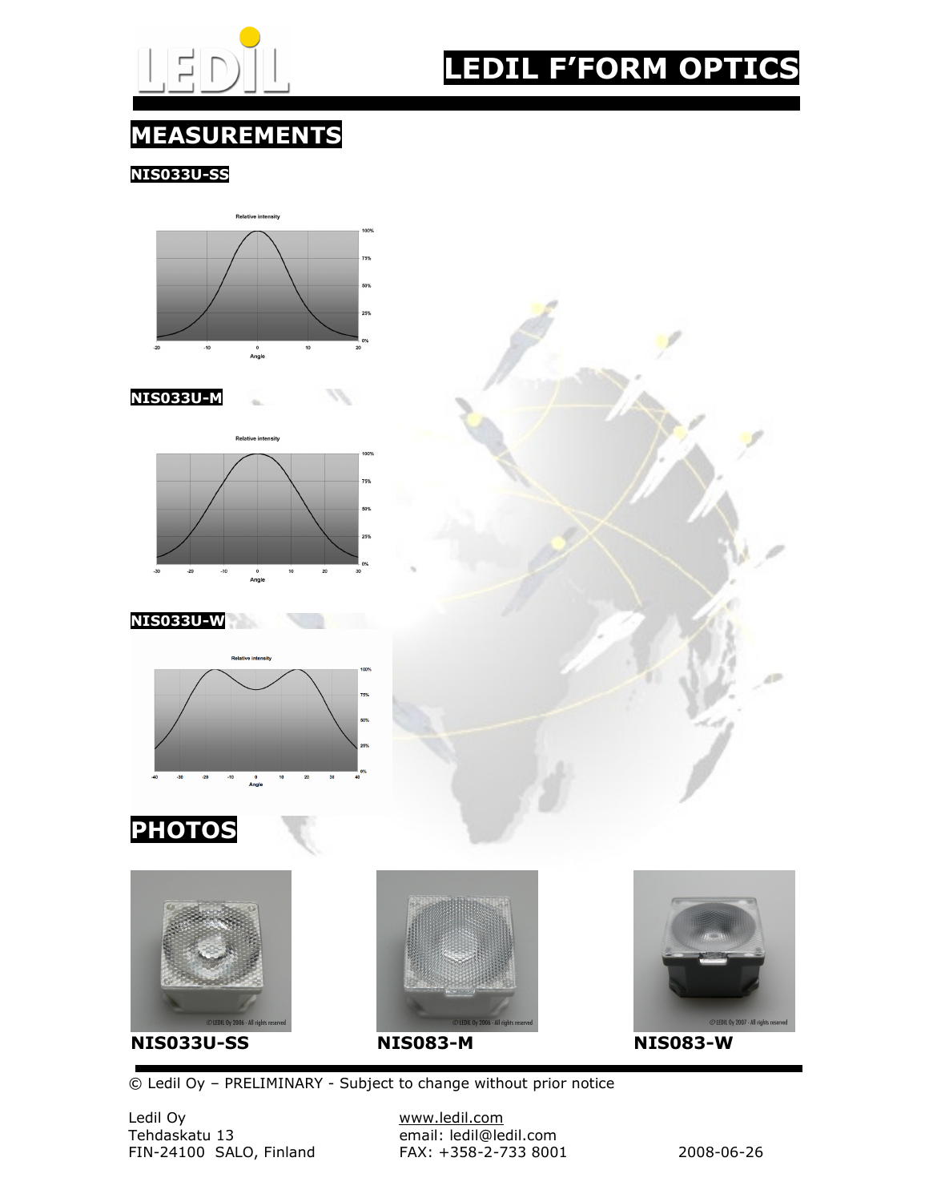# MEASUREMENTS

## NIS033U-SS

Relative intensity

## NIS033U-M

Relative intensity

## NIS033U-W

Relative intensity

# PHOTOS

NIS033U-SS

NIS083-M

NIS083-W

© Ledil Oy – PRELIMINARY - Subject to change without prior notice

Ledil Oy
Tehdaskatu 13
FIN-24100 SALO, Finland

www.ledil.com
email: ledil@ledil.com
FAX: +358-2-733 8001

2008-06-26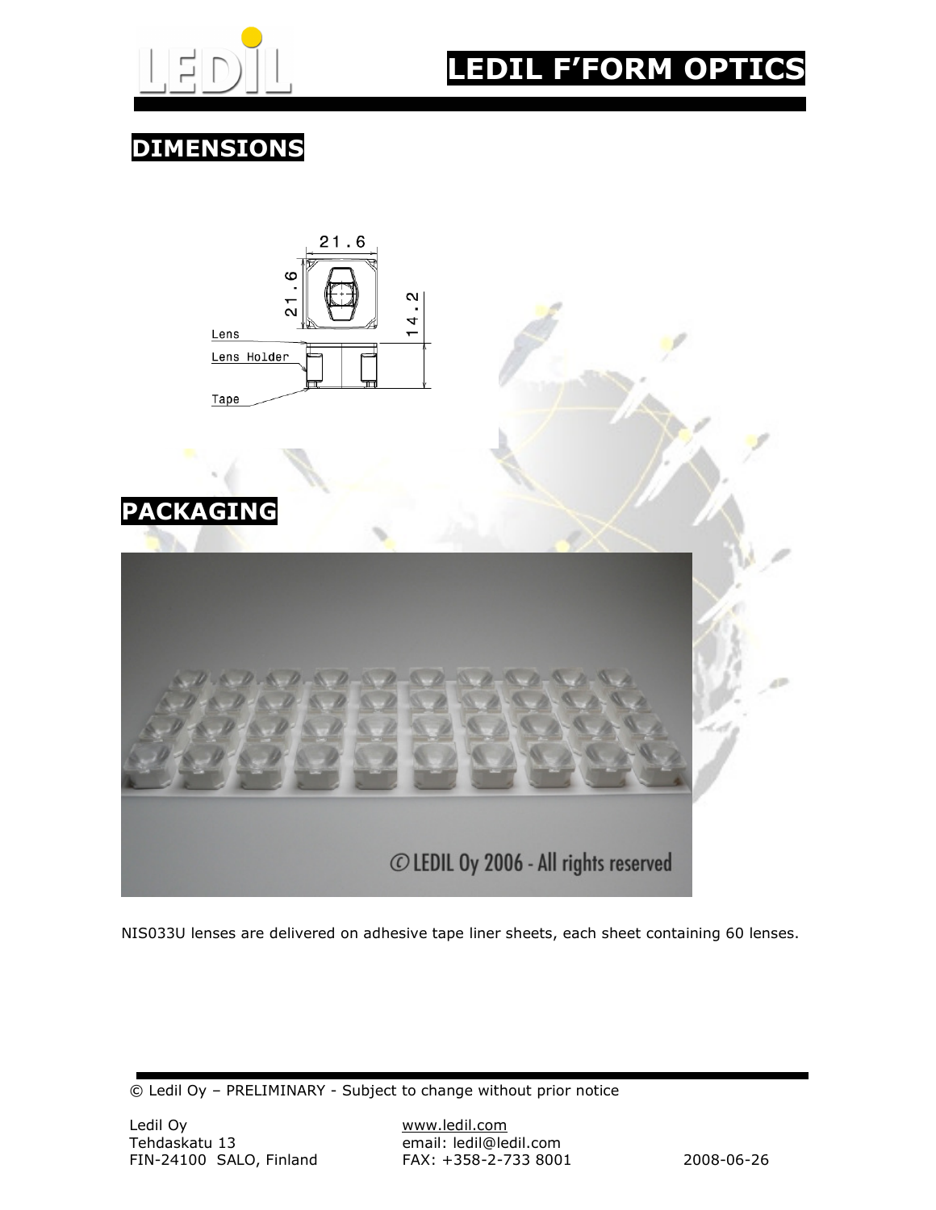# LEDIL F'FORM OPTICS

## DIMENSIONS

21.6

21.6

14.2

Lens

Lens Holder

Tape

## PACKAGING

© LEDIL Oy 2006 - All rights reserved

NIS033U lenses are delivered on adhesive tape liner sheets, each sheet containing 60 lenses.

© Ledil Oy – PRELIMINARY - Subject to change without prior notice

Ledil Oy
Tehdaskatu 13
FIN-24100 SALO, Finland

www.ledil.com
email: ledil@ledil.com
FAX: +358-2-733 8001

2008-06-26